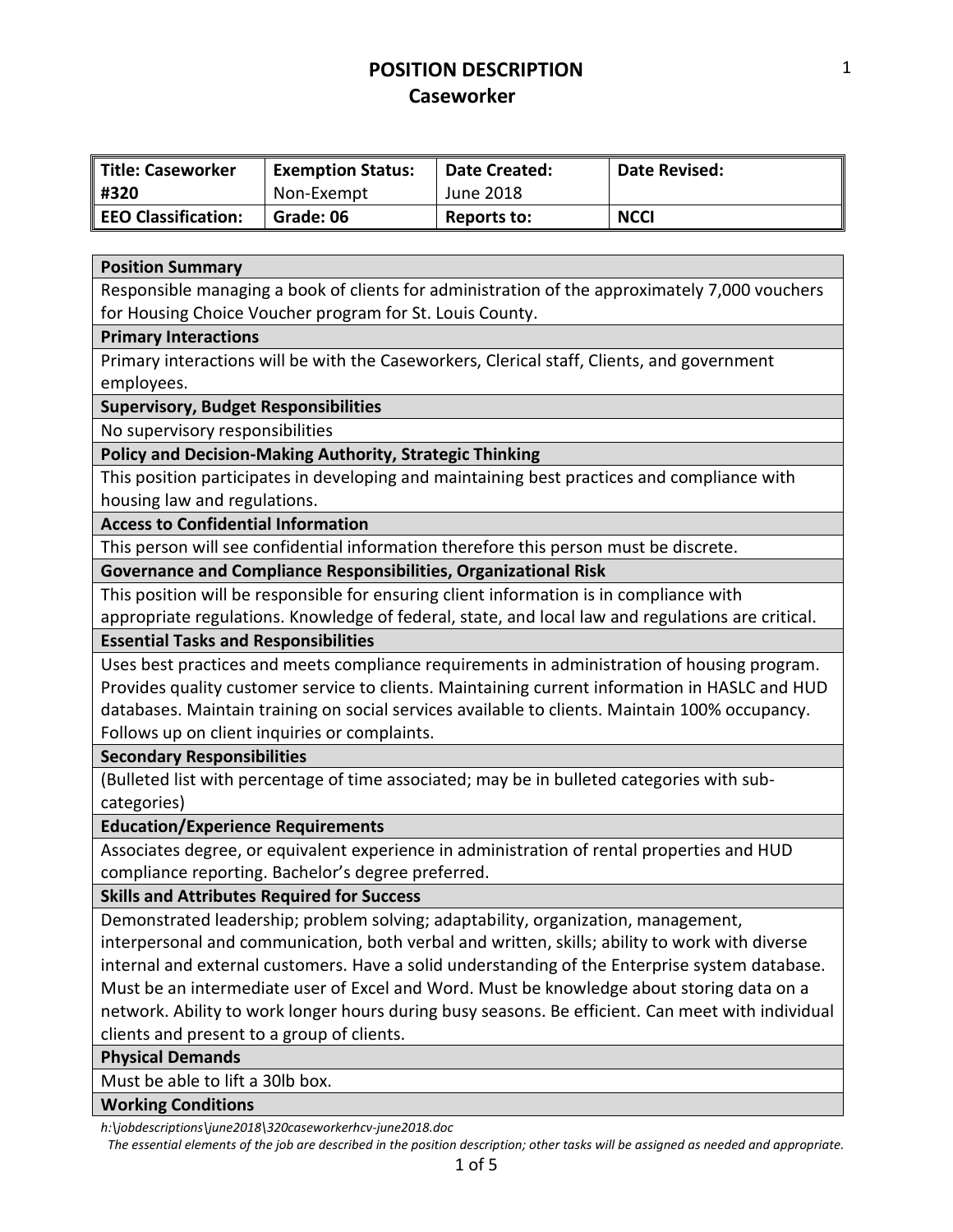# POSITION DESCRIPTION
## Caseworker

| Title: Caseworker #320 | Exemption Status: Non-Exempt | Date Created: June 2018 | Date Revised: |
|---|---|---|---|
| EEO Classification: | Grade: 06 | Reports to: | NCCI |

| Position Summary |
|---|
| Responsible managing a book of clients for administration of the approximately 7,000 vouchers for Housing Choice Voucher program for St. Louis County. |
| **Primary Interactions** |
| Primary interactions will be with the Caseworkers, Clerical staff, Clients, and government employees. |
| **Supervisory, Budget Responsibilities** |
| No supervisory responsibilities |
| **Policy and Decision-Making Authority, Strategic Thinking** |
| This position participates in developing and maintaining best practices and compliance with housing law and regulations. |
| **Access to Confidential Information** |
| This person will see confidential information therefore this person must be discrete. |
| **Governance and Compliance Responsibilities, Organizational Risk** |
| This position will be responsible for ensuring client information is in compliance with appropriate regulations. Knowledge of federal, state, and local law and regulations are critical. |
| **Essential Tasks and Responsibilities** |
| Uses best practices and meets compliance requirements in administration of housing program. Provides quality customer service to clients. Maintaining current information in HASLC and HUD databases. Maintain training on social services available to clients. Maintain 100% occupancy. Follows up on client inquiries or complaints. |
| **Secondary Responsibilities** |
| (Bulleted list with percentage of time associated; may be in bulleted categories with sub-categories) |
| **Education/Experience Requirements** |
| Associates degree, or equivalent experience in administration of rental properties and HUD compliance reporting. Bachelor's degree preferred. |
| **Skills and Attributes Required for Success** |
| Demonstrated leadership; problem solving; adaptability, organization, management, interpersonal and communication, both verbal and written, skills; ability to work with diverse internal and external customers. Have a solid understanding of the Enterprise system database. Must be an intermediate user of Excel and Word. Must be knowledge about storing data on a network. Ability to work longer hours during busy seasons. Be efficient. Can meet with individual clients and present to a group of clients. |
| **Physical Demands** |
| Must be able to lift a 30lb box. |
| **Working Conditions** |

*h:\jobdescriptions\june2018\320caseworkerhcv-june2018.doc*

*The essential elements of the job are described in the position description; other tasks will be assigned as needed and appropriate.*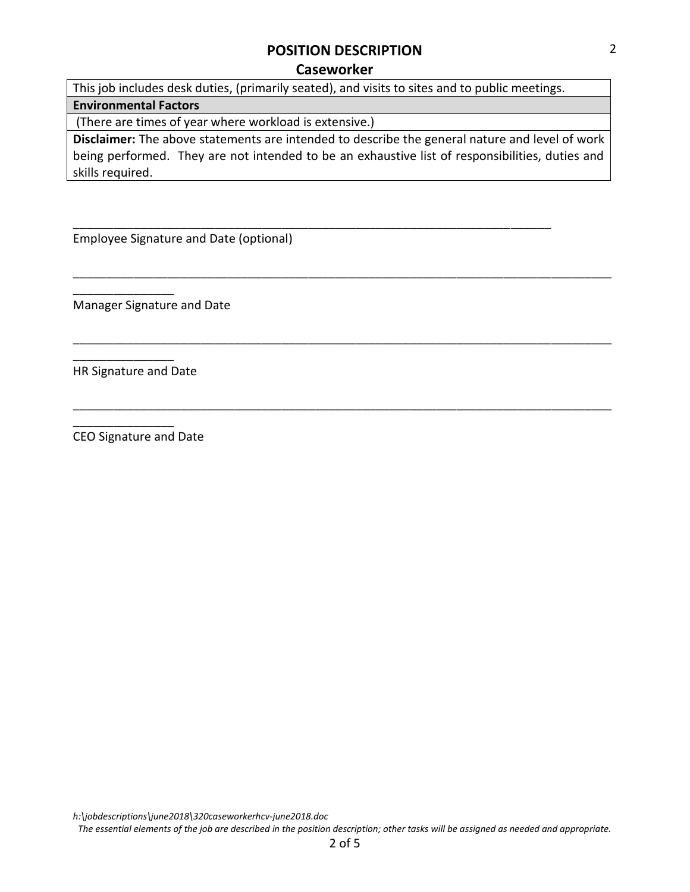# POSITION DESCRIPTION

## Caseworker

| This job includes desk duties, (primarily seated), and visits to sites and to public meetings. |
| --- |
| **Environmental Factors** |
| (There are times of year where workload is extensive.) |
| **Disclaimer:** The above statements are intended to describe the general nature and level of work being performed. They are not intended to be an exhaustive list of responsibilities, duties and skills required. |

___________________________________________________________________________

Employee Signature and Date (optional)

___________________________________________________________________________

Manager Signature and Date

___________________________________________________________________________

HR Signature and Date

___________________________________________________________________________

CEO Signature and Date

*h:\jobdescriptions\june2018\320caseworkerhcv-june2018.doc*

*The essential elements of the job are described in the position description; other tasks will be assigned as needed and appropriate.*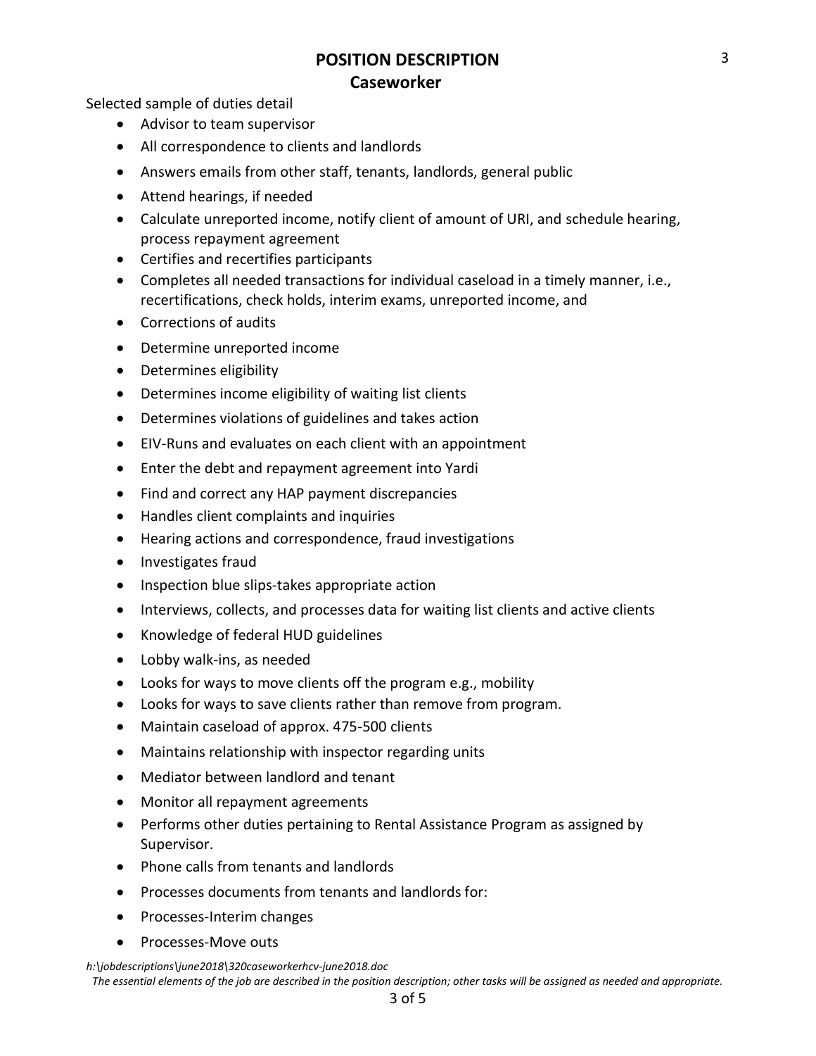# POSITION DESCRIPTION
## Caseworker

Selected sample of duties detail

- Advisor to team supervisor
- All correspondence to clients and landlords
- Answers emails from other staff, tenants, landlords, general public
- Attend hearings, if needed
- Calculate unreported income, notify client of amount of URI, and schedule hearing, process repayment agreement
- Certifies and recertifies participants
- Completes all needed transactions for individual caseload in a timely manner, i.e., recertifications, check holds, interim exams, unreported income, and
- Corrections of audits
- Determine unreported income
- Determines eligibility
- Determines income eligibility of waiting list clients
- Determines violations of guidelines and takes action
- EIV-Runs and evaluates on each client with an appointment
- Enter the debt and repayment agreement into Yardi
- Find and correct any HAP payment discrepancies
- Handles client complaints and inquiries
- Hearing actions and correspondence, fraud investigations
- Investigates fraud
- Inspection blue slips-takes appropriate action
- Interviews, collects, and processes data for waiting list clients and active clients
- Knowledge of federal HUD guidelines
- Lobby walk-ins, as needed
- Looks for ways to move clients off the program e.g., mobility
- Looks for ways to save clients rather than remove from program.
- Maintain caseload of approx. 475-500 clients
- Maintains relationship with inspector regarding units
- Mediator between landlord and tenant
- Monitor all repayment agreements
- Performs other duties pertaining to Rental Assistance Program as assigned by Supervisor.
- Phone calls from tenants and landlords
- Processes documents from tenants and landlords for:
- Processes-Interim changes
- Processes-Move outs

*h:\jobdescriptions\june2018\320caseworkerhcv-june2018.doc*

*The essential elements of the job are described in the position description; other tasks will be assigned as needed and appropriate.*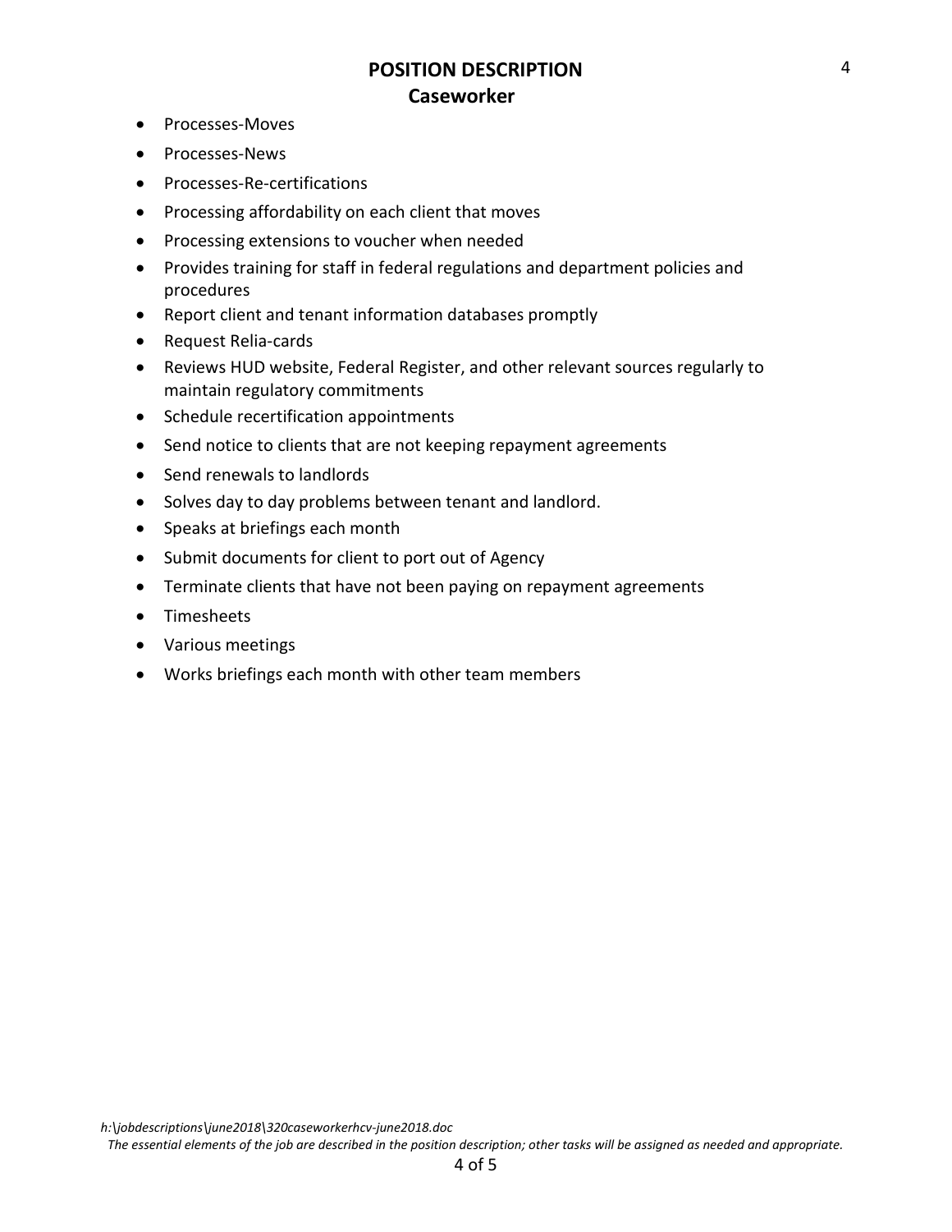- Processes-Moves
- Processes-News
- Processes-Re-certifications
- Processing affordability on each client that moves
- Processing extensions to voucher when needed
- Provides training for staff in federal regulations and department policies and procedures
- Report client and tenant information databases promptly
- Request Relia-cards
- Reviews HUD website, Federal Register, and other relevant sources regularly to maintain regulatory commitments
- Schedule recertification appointments
- Send notice to clients that are not keeping repayment agreements
- Send renewals to landlords
- Solves day to day problems between tenant and landlord.
- Speaks at briefings each month
- Submit documents for client to port out of Agency
- Terminate clients that have not been paying on repayment agreements
- Timesheets
- Various meetings
- Works briefings each month with other team members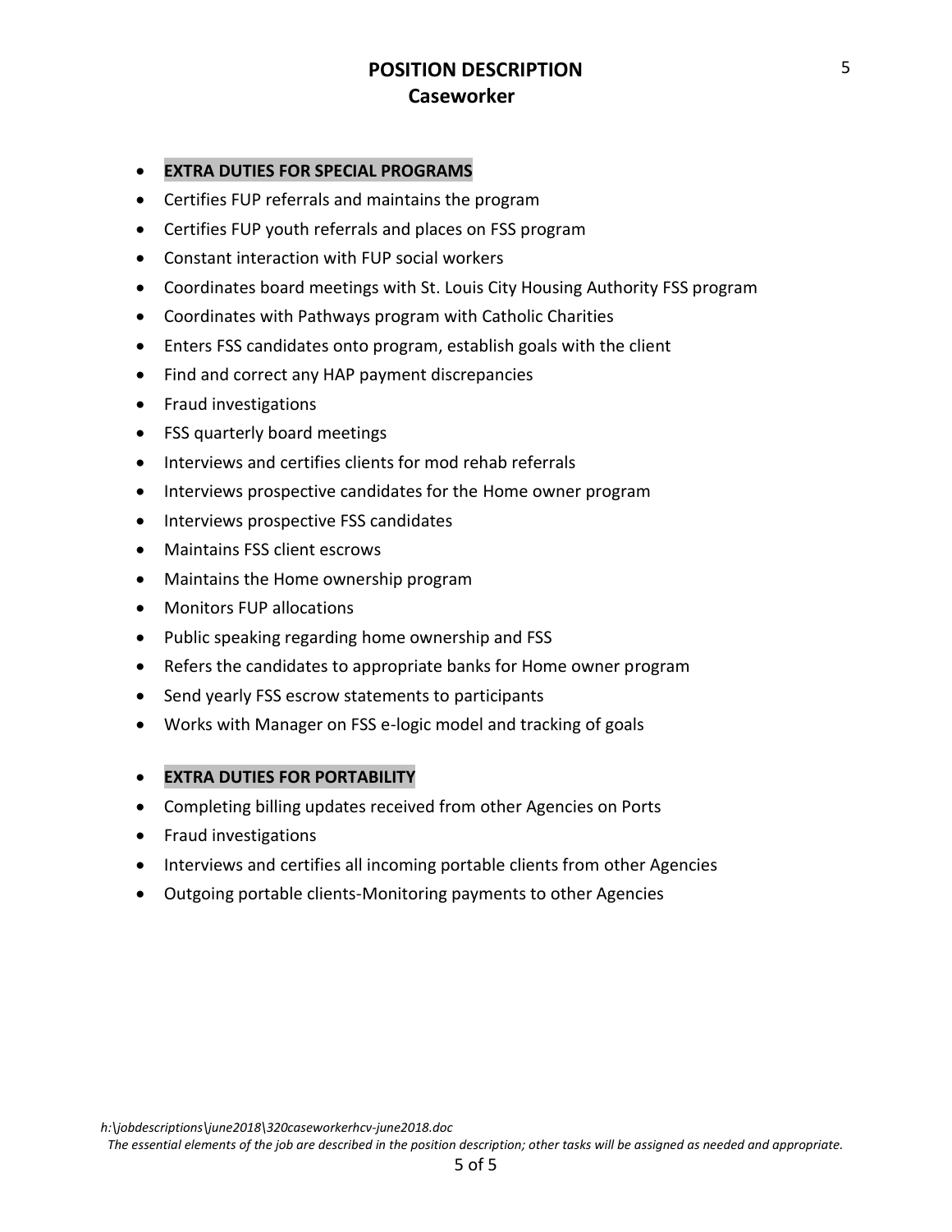- **EXTRA DUTIES FOR SPECIAL PROGRAMS**
- Certifies FUP referrals and maintains the program
- Certifies FUP youth referrals and places on FSS program
- Constant interaction with FUP social workers
- Coordinates board meetings with St. Louis City Housing Authority FSS program
- Coordinates with Pathways program with Catholic Charities
- Enters FSS candidates onto program, establish goals with the client
- Find and correct any HAP payment discrepancies
- Fraud investigations
- FSS quarterly board meetings
- Interviews and certifies clients for mod rehab referrals
- Interviews prospective candidates for the Home owner program
- Interviews prospective FSS candidates
- Maintains FSS client escrows
- Maintains the Home ownership program
- Monitors FUP allocations
- Public speaking regarding home ownership and FSS
- Refers the candidates to appropriate banks for Home owner program
- Send yearly FSS escrow statements to participants
- Works with Manager on FSS e-logic model and tracking of goals

- **EXTRA DUTIES FOR PORTABILITY**
- Completing billing updates received from other Agencies on Ports
- Fraud investigations
- Interviews and certifies all incoming portable clients from other Agencies
- Outgoing portable clients-Monitoring payments to other Agencies

*h:\jobdescriptions\june2018\320caseworkerhcv-june2018.doc*

*The essential elements of the job are described in the position description; other tasks will be assigned as needed and appropriate.*